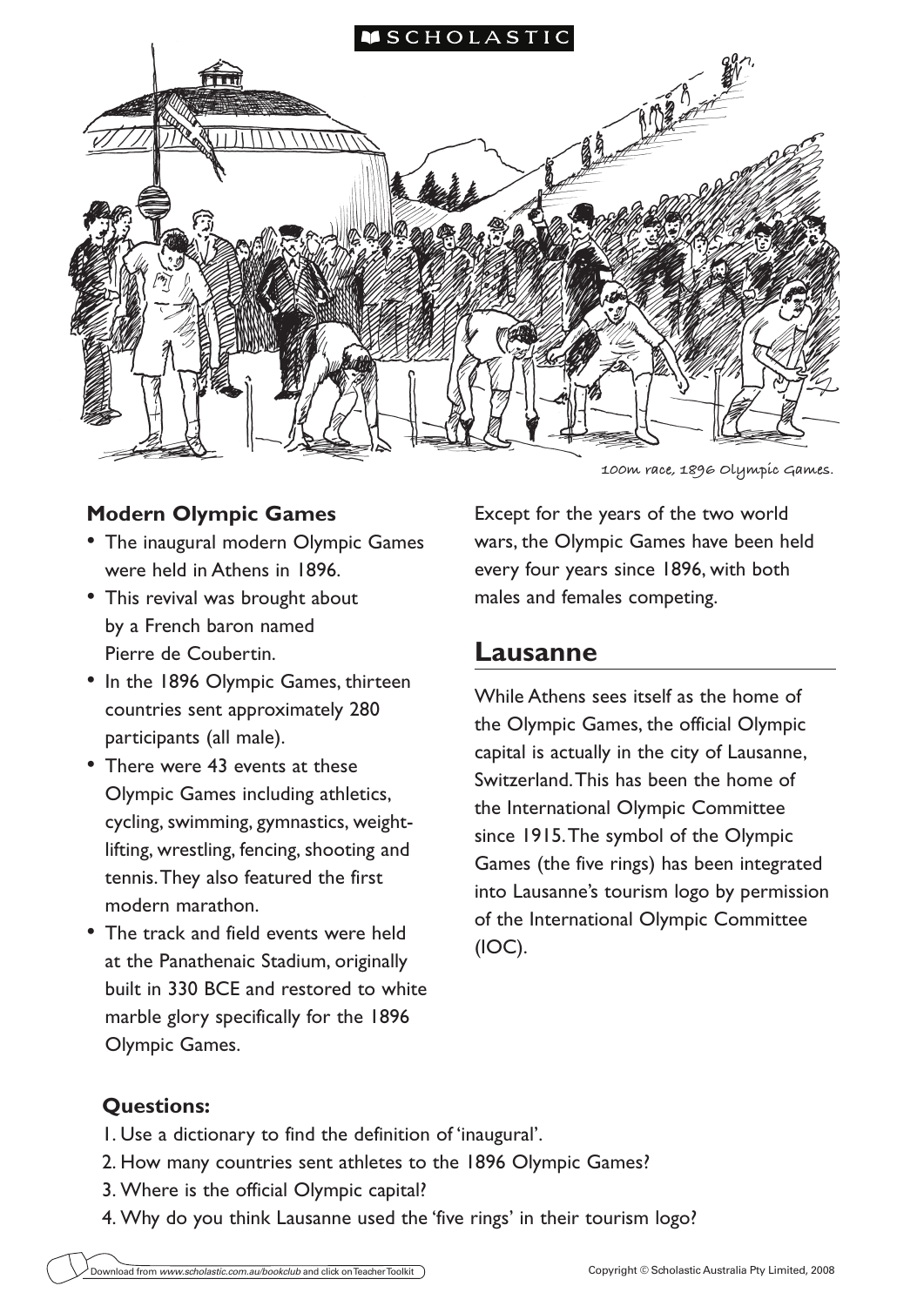100m race, 1896 Olympic Games.

## Modern Olympic Games

- The inaugural modern Olympic Games were held in Athens in 1896.
- This revival was brought about by a French baron named Pierre de Coubertin.
- In the 1896 Olympic Games, thirteen countries sent approximately 280 participants (all male).
- There were 43 events at these Olympic Games including athletics, cycling, swimming, gymnastics, weight-lifting, wrestling, fencing, shooting and tennis. They also featured the first modern marathon.
- The track and field events were held at the Panathenaic Stadium, originally built in 330 BCE and restored to white marble glory specifically for the 1896 Olympic Games.

Except for the years of the two world wars, the Olympic Games have been held every four years since 1896, with both males and females competing.

## Lausanne

While Athens sees itself as the home of the Olympic Games, the official Olympic capital is actually in the city of Lausanne, Switzerland. This has been the home of the International Olympic Committee since 1915. The symbol of the Olympic Games (the five rings) has been integrated into Lausanne's tourism logo by permission of the International Olympic Committee (IOC).

### Questions:

1. Use a dictionary to find the definition of 'inaugural'.
2. How many countries sent athletes to the 1896 Olympic Games?
3. Where is the official Olympic capital?
4. Why do you think Lausanne used the 'five rings' in their tourism logo?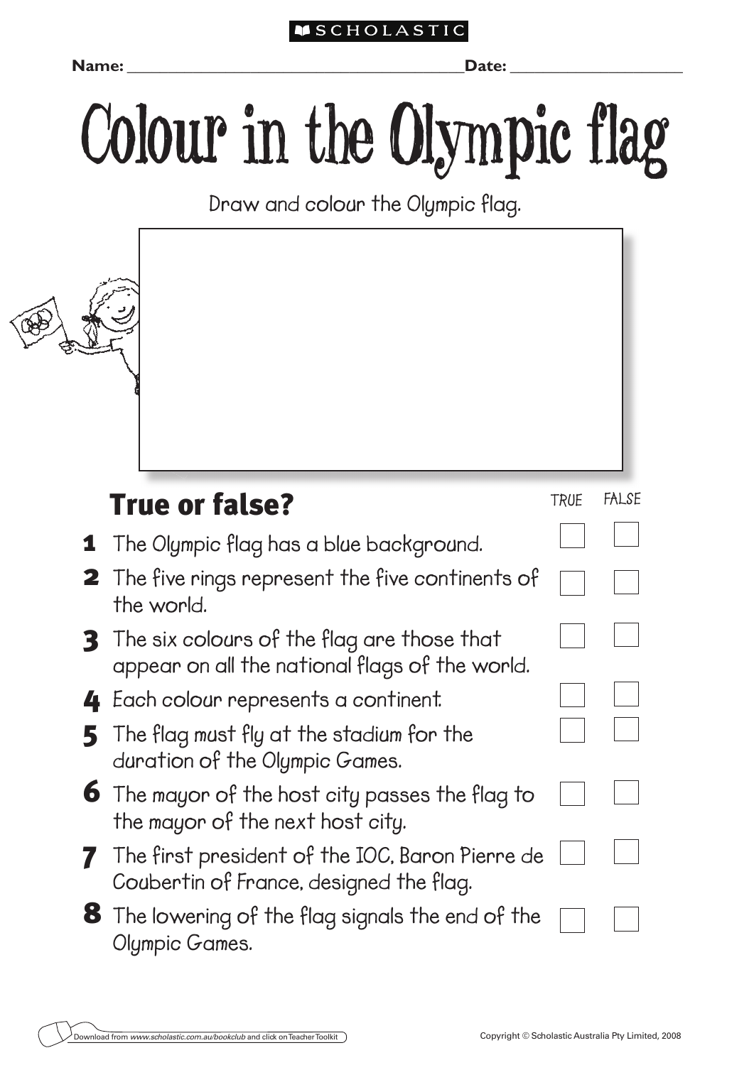SCHOLASTIC

**Name:** ______________________________ **Date:** ____________________

# Colour in the Olympic flag

Draw and colour the Olympic flag.

## True or false?

| | | TRUE | FALSE |
|---|---|---|---|
| 1 | The Olympic flag has a blue background. | ☐ | ☐ |
| 2 | The five rings represent the five continents of the world. | ☐ | ☐ |
| 3 | The six colours of the flag are those that appear on all the national flags of the world. | ☐ | ☐ |
| 4 | Each colour represents a continent. | ☐ | ☐ |
| 5 | The flag must fly at the stadium for the duration of the Olympic Games. | ☐ | ☐ |
| 6 | The mayor of the host city passes the flag to the mayor of the next host city. | ☐ | ☐ |
| 7 | The first president of the IOC, Baron Pierre de Coubertin of France, designed the flag. | ☐ | ☐ |
| 8 | The lowering of the flag signals the end of the Olympic Games. | ☐ | ☐ |

Download from *www.scholastic.com.au/bookclub* and click on Teacher Toolkit

Copyright © Scholastic Australia Pty Limited, 2008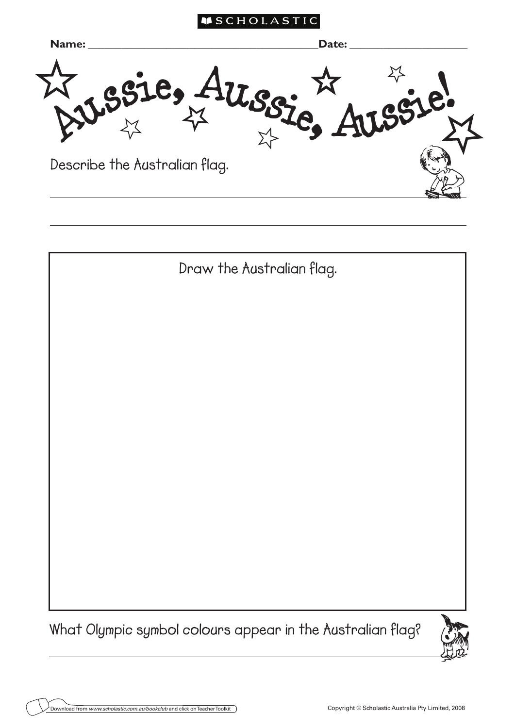SCHOLASTIC

**Name:** ______________________________________ **Date:** ____________________

# Aussie, Aussie, Aussie, Aussie!

Describe the Australian flag.

_______________________________________________________________

_______________________________________________________________

Draw the Australian flag.

What Olympic symbol colours appear in the Australian flag?

_______________________________________________________________

Download from *www.scholastic.com.au/bookclub* and click on Teacher Toolkit

Copyright © Scholastic Australia Pty Limited, 2008